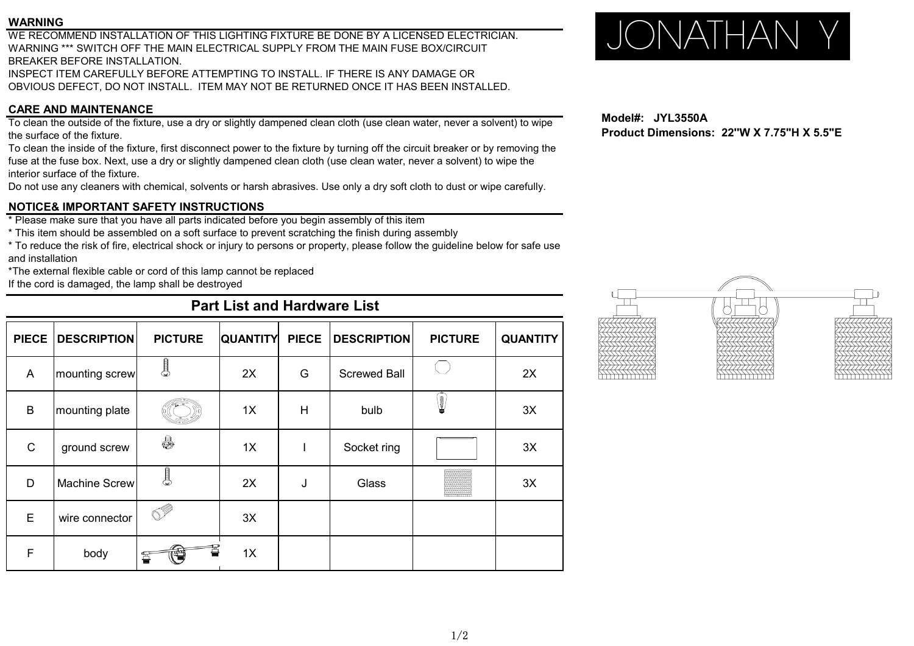# JONATHAN Y

## WARNING

WE RECOMMEND INSTALLATION OF THIS LIGHTING FIXTURE BE DONE BY A LICENSED ELECTRICIAN.
WARNING *** SWITCH OFF THE MAIN ELECTRICAL SUPPLY FROM THE MAIN FUSE BOX/CIRCUIT BREAKER BEFORE INSTALLATION.
INSPECT ITEM CAREFULLY BEFORE ATTEMPTING TO INSTALL. IF THERE IS ANY DAMAGE OR OBVIOUS DEFECT, DO NOT INSTALL. ITEM MAY NOT BE RETURNED ONCE IT HAS BEEN INSTALLED.

## CARE AND MAINTENANCE

To clean the outside of the fixture, use a dry or slightly dampened clean cloth (use clean water, never a solvent) to wipe the surface of the fixture.
To clean the inside of the fixture, first disconnect power to the fixture by turning off the circuit breaker or by removing the fuse at the fuse box. Next, use a dry or slightly dampened clean cloth (use clean water, never a solvent) to wipe the interior surface of the fixture.
Do not use any cleaners with chemical, solvents or harsh abrasives. Use only a dry soft cloth to dust or wipe carefully.

## NOTICE& IMPORTANT SAFETY INSTRUCTIONS

* Please make sure that you have all parts indicated before you begin assembly of this item
* This item should be assembled on a soft surface to prevent scratching the finish during assembly
* To reduce the risk of fire, electrical shock or injury to persons or property, please follow the guideline below for safe use and installation
*The external flexible cable or cord of this lamp cannot be replaced
If the cord is damaged, the lamp shall be destroyed

**Model#: JYL3550A**
**Product Dimensions: 22"W X 7.75"H X 5.5"E**

## Part List and Hardware List

| PIECE | DESCRIPTION | PICTURE | QUANTITY | PIECE | DESCRIPTION | PICTURE | QUANTITY |
|---|---|---|---|---|---|---|---|
| A | mounting screw | | 2X | G | Screwed Ball | | 2X |
| B | mounting plate | | 1X | H | bulb | | 3X |
| C | ground screw | | 1X | I | Socket ring | | 3X |
| D | Machine Screw | | 2X | J | Glass | | 3X |
| E | wire connector | | 3X | | | | |
| F | body | | 1X | | | | |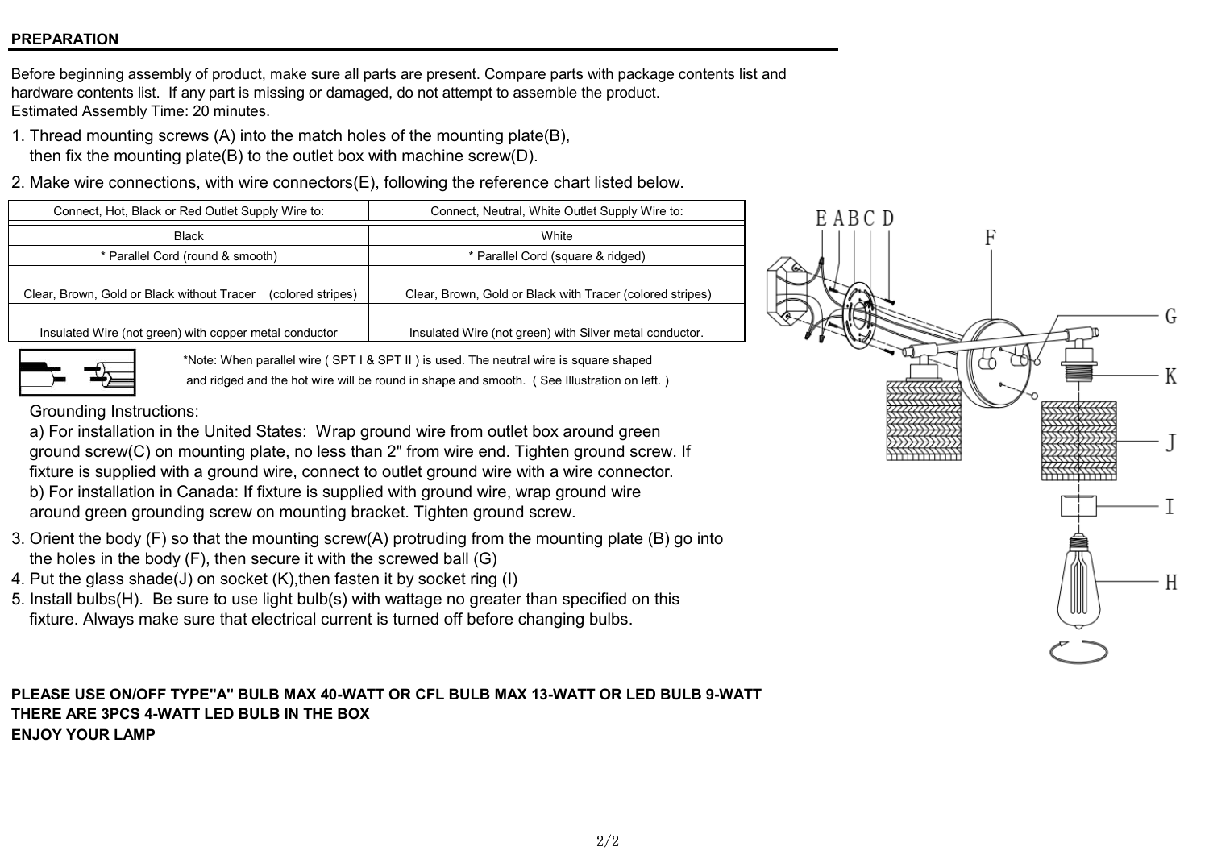## PREPARATION

Before beginning assembly of product, make sure all parts are present. Compare parts with package contents list and hardware contents list. If any part is missing or damaged, do not attempt to assemble the product.
Estimated Assembly Time: 20 minutes.

1. Thread mounting screws (A) into the match holes of the mounting plate(B), then fix the mounting plate(B) to the outlet box with machine screw(D).
2. Make wire connections, with wire connectors(E), following the reference chart listed below.

| Connect, Hot, Black or Red Outlet Supply Wire to: | Connect, Neutral, White Outlet Supply Wire to: |
|---|---|
| Black | White |
| * Parallel Cord (round & smooth) | * Parallel Cord (square & ridged) |
| Clear, Brown, Gold or Black without Tracer (colored stripes) | Clear, Brown, Gold or Black with Tracer (colored stripes) |
| Insulated Wire (not green) with copper metal conductor | Insulated Wire (not green) with Silver metal conductor. |

*Note: When parallel wire ( SPT I & SPT II ) is used. The neutral wire is square shaped and ridged and the hot wire will be round in shape and smooth. ( See Illustration on left. )

Grounding Instructions:

a) For installation in the United States: Wrap ground wire from outlet box around green ground screw(C) on mounting plate, no less than 2" from wire end. Tighten ground screw. If fixture is supplied with a ground wire, connect to outlet ground wire with a wire connector.

b) For installation in Canada: If fixture is supplied with ground wire, wrap ground wire around green grounding screw on mounting bracket. Tighten ground screw.

3. Orient the body (F) so that the mounting screw(A) protruding from the mounting plate (B) go into the holes in the body (F), then secure it with the screwed ball (G)
4. Put the glass shade(J) on socket (K),then fasten it by socket ring (I)
5. Install bulbs(H). Be sure to use light bulb(s) with wattage no greater than specified on this fixture. Always make sure that electrical current is turned off before changing bulbs.

E A B C D

F

G

K

J

I

H

**PLEASE USE ON/OFF TYPE"A" BULB MAX 40-WATT OR CFL BULB MAX 13-WATT OR LED BULB 9-WATT**
**THERE ARE 3PCS 4-WATT LED BULB IN THE BOX**
**ENJOY YOUR LAMP**